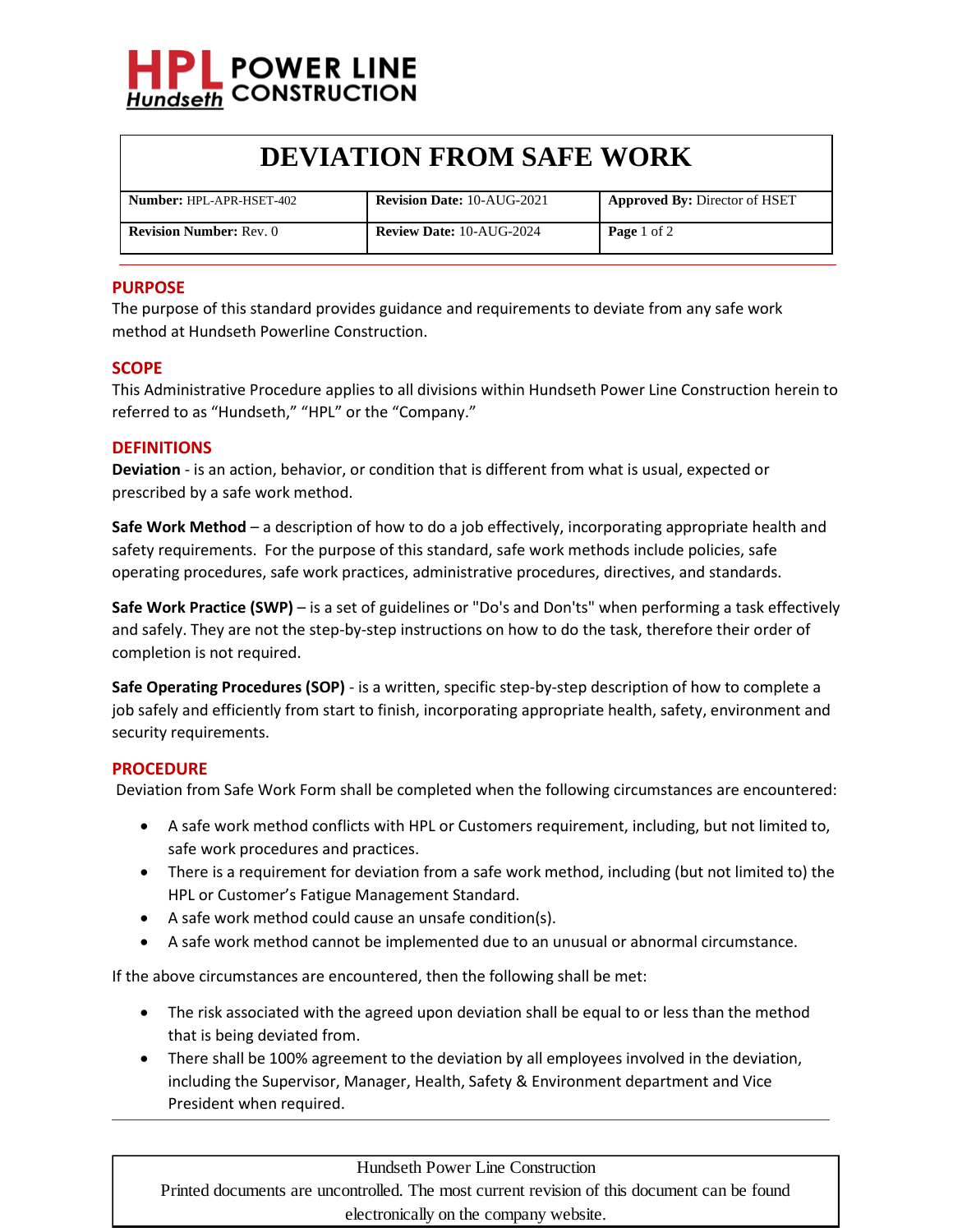HPL Hundseth POWER LINE CONSTRUCTION

# DEVIATION FROM SAFE WORK

| **Number:** HPL-APR-HSET-402 | **Revision Date:** 10-AUG-2021 | **Approved By:** Director of HSET |
|---|---|---|
| **Revision Number:** Rev. 0 | **Review Date:** 10-AUG-2024 | **Page** 1 of 2 |

## PURPOSE

The purpose of this standard provides guidance and requirements to deviate from any safe work method at Hundseth Powerline Construction.

## SCOPE

This Administrative Procedure applies to all divisions within Hundseth Power Line Construction herein to referred to as "Hundseth," "HPL" or the "Company."

## DEFINITIONS

**Deviation** - is an action, behavior, or condition that is different from what is usual, expected or prescribed by a safe work method.

**Safe Work Method** – a description of how to do a job effectively, incorporating appropriate health and safety requirements. For the purpose of this standard, safe work methods include policies, safe operating procedures, safe work practices, administrative procedures, directives, and standards.

**Safe Work Practice (SWP)** – is a set of guidelines or "Do's and Don'ts" when performing a task effectively and safely. They are not the step-by-step instructions on how to do the task, therefore their order of completion is not required.

**Safe Operating Procedures (SOP)** - is a written, specific step-by-step description of how to complete a job safely and efficiently from start to finish, incorporating appropriate health, safety, environment and security requirements.

## PROCEDURE

Deviation from Safe Work Form shall be completed when the following circumstances are encountered:

- A safe work method conflicts with HPL or Customers requirement, including, but not limited to, safe work procedures and practices.
- There is a requirement for deviation from a safe work method, including (but not limited to) the HPL or Customer's Fatigue Management Standard.
- A safe work method could cause an unsafe condition(s).
- A safe work method cannot be implemented due to an unusual or abnormal circumstance.

If the above circumstances are encountered, then the following shall be met:

- The risk associated with the agreed upon deviation shall be equal to or less than the method that is being deviated from.
- There shall be 100% agreement to the deviation by all employees involved in the deviation, including the Supervisor, Manager, Health, Safety & Environment department and Vice President when required.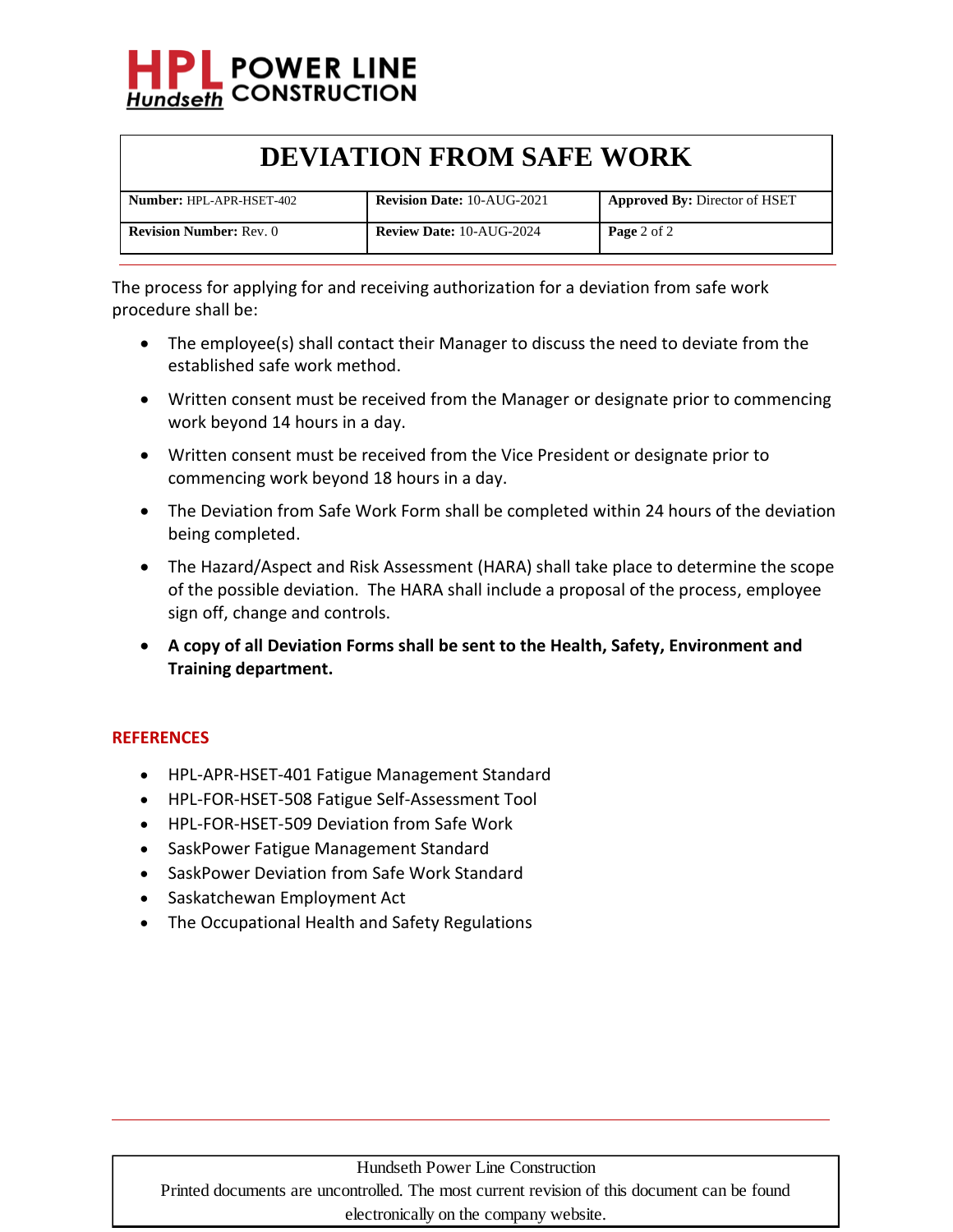The process for applying for and receiving authorization for a deviation from safe work procedure shall be:

- The employee(s) shall contact their Manager to discuss the need to deviate from the established safe work method.
- Written consent must be received from the Manager or designate prior to commencing work beyond 14 hours in a day.
- Written consent must be received from the Vice President or designate prior to commencing work beyond 18 hours in a day.
- The Deviation from Safe Work Form shall be completed within 24 hours of the deviation being completed.
- The Hazard/Aspect and Risk Assessment (HARA) shall take place to determine the scope of the possible deviation. The HARA shall include a proposal of the process, employee sign off, change and controls.
- **A copy of all Deviation Forms shall be sent to the Health, Safety, Environment and Training department.**

## REFERENCES

- HPL-APR-HSET-401 Fatigue Management Standard
- HPL-FOR-HSET-508 Fatigue Self-Assessment Tool
- HPL-FOR-HSET-509 Deviation from Safe Work
- SaskPower Fatigue Management Standard
- SaskPower Deviation from Safe Work Standard
- Saskatchewan Employment Act
- The Occupational Health and Safety Regulations